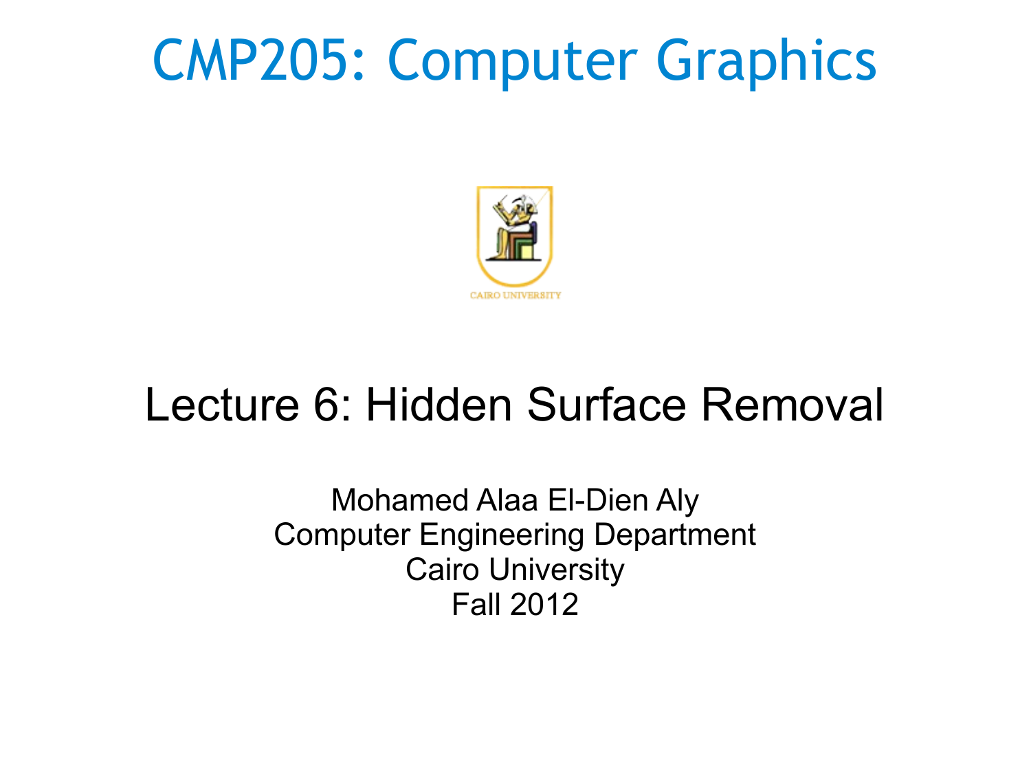# CMP205: Computer Graphics

CAIRO UNIVERSITY

## Lecture 6: Hidden Surface Removal

Mohamed Alaa El-Dien Aly
Computer Engineering Department
Cairo University
Fall 2012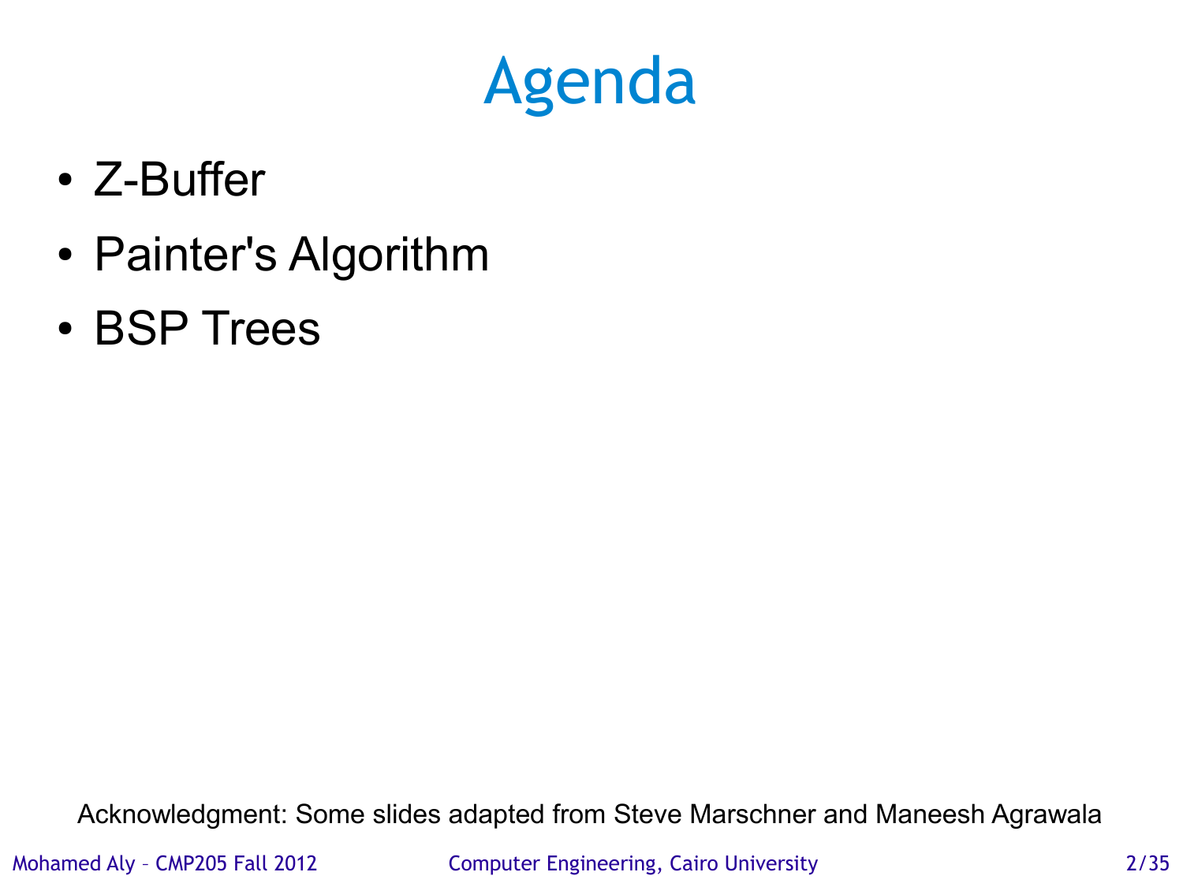# Agenda

- Z-Buffer
- Painter's Algorithm
- BSP Trees

Acknowledgment: Some slides adapted from Steve Marschner and Maneesh Agrawala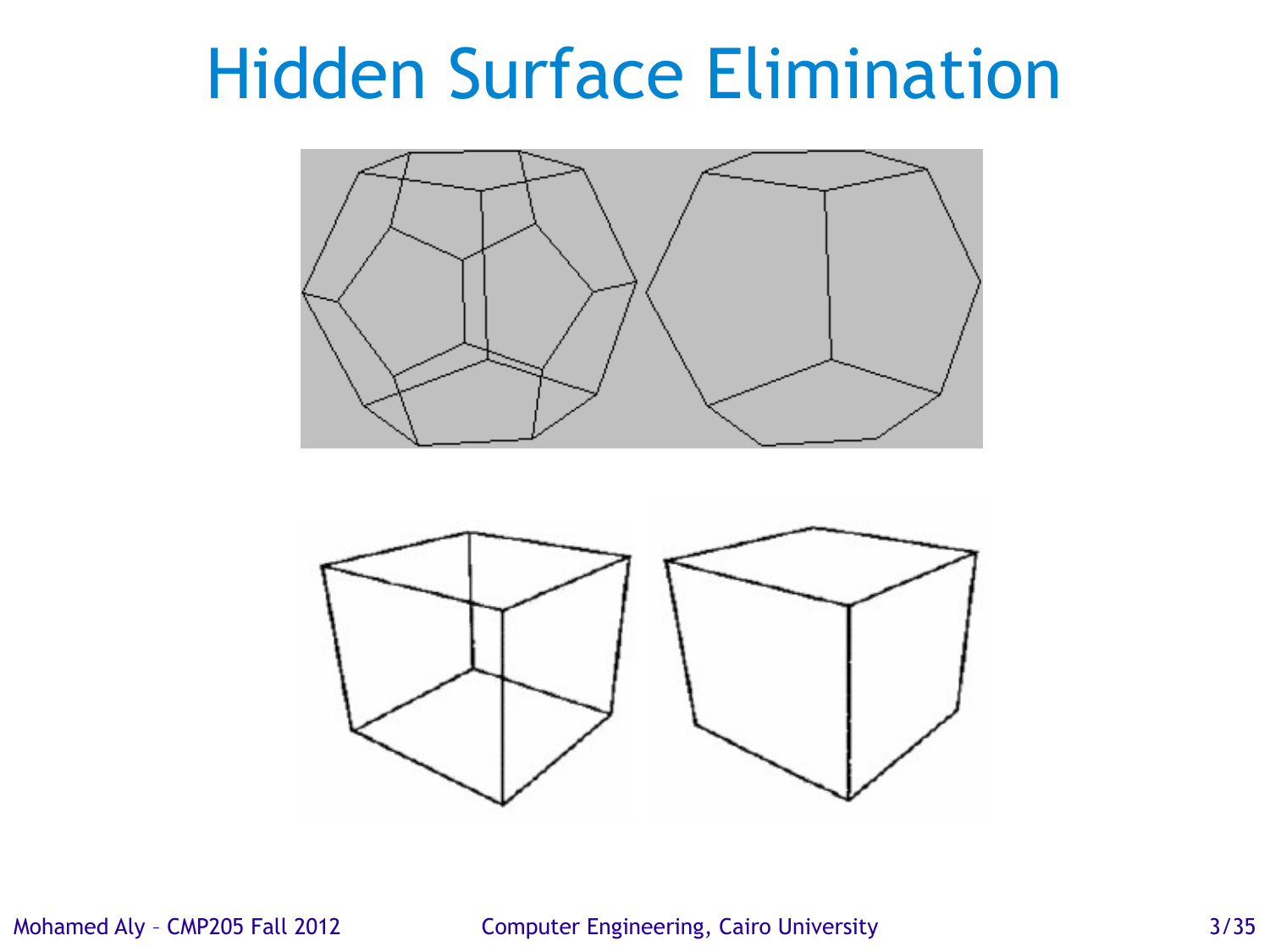# Hidden Surface Elimination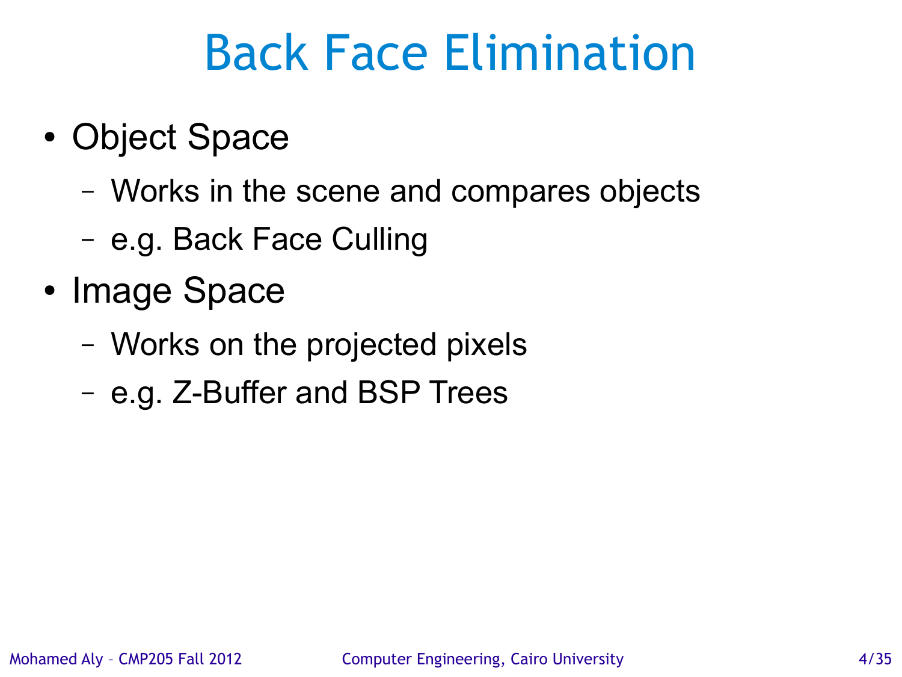# Back Face Elimination

- Object Space
  - Works in the scene and compares objects
  - e.g. Back Face Culling
- Image Space
  - Works on the projected pixels
  - e.g. Z-Buffer and BSP Trees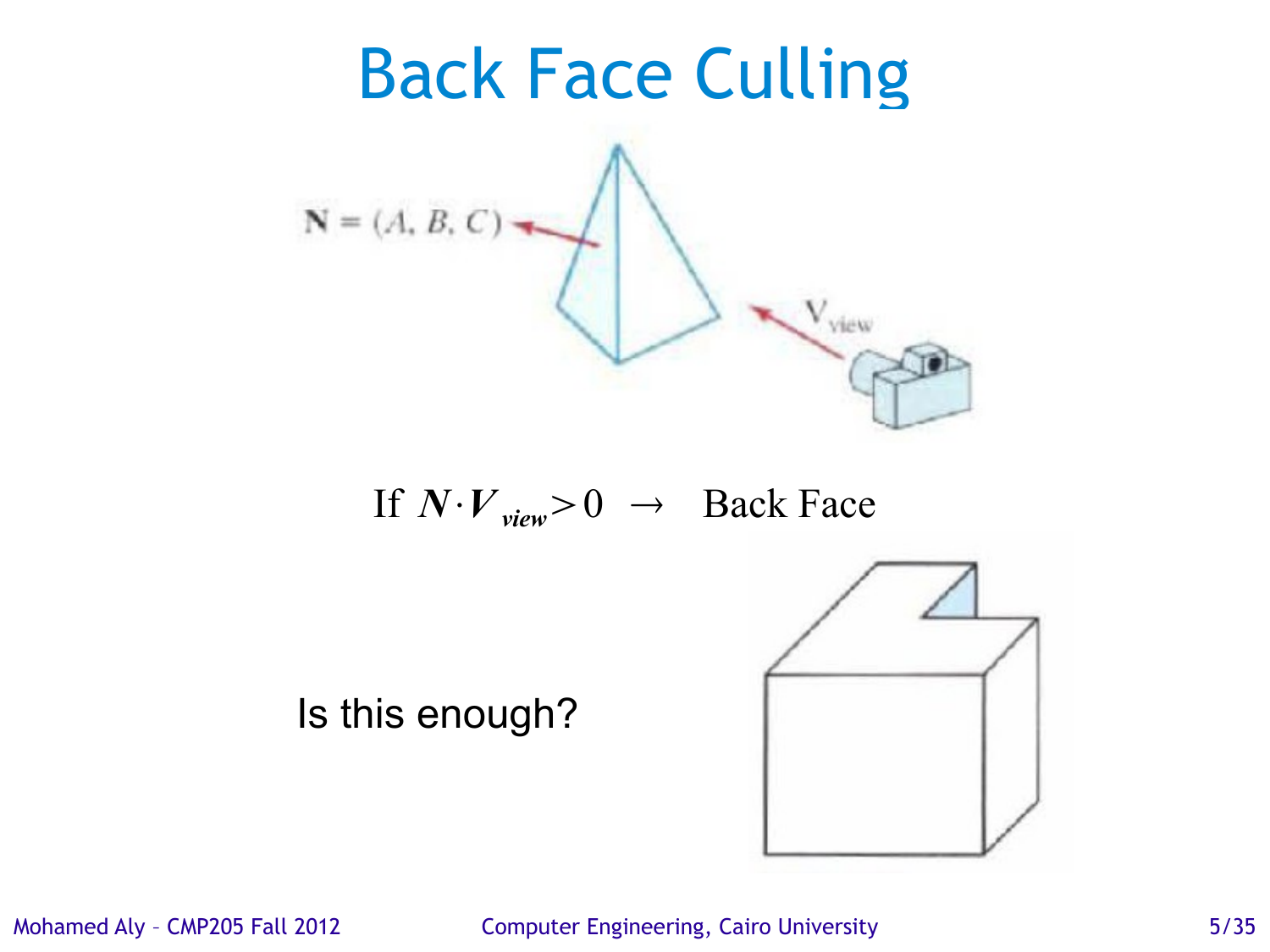# Back Face Culling

$\mathbf{N} = (A, B, C)$

$\mathbf{V}_{view}$

$$\text{If } \boldsymbol{N} \cdot \boldsymbol{V}_{view} > 0 \rightarrow \text{ Back Face}$$

Is this enough?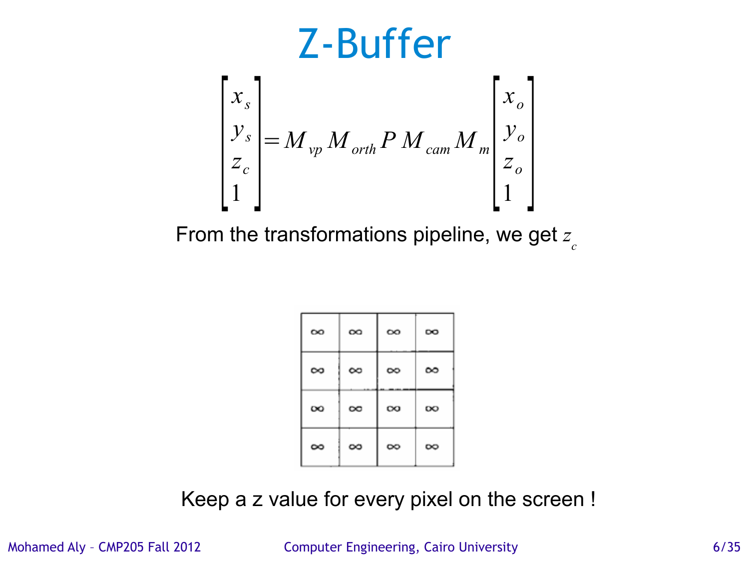# Z-Buffer

$$\begin{bmatrix} x_s \\ y_s \\ z_c \\ 1 \end{bmatrix} = M_{vp} M_{orth} P M_{cam} M_m \begin{bmatrix} x_o \\ y_o \\ z_o \\ 1 \end{bmatrix}$$

From the transformations pipeline, we get $z_c$

| ∞ | ∞ | ∞ | ∞ |
|---|---|---|---|
| ∞ | ∞ | ∞ | ∞ |
| ∞ | ∞ | ∞ | ∞ |
| ∞ | ∞ | ∞ | ∞ |

Keep a z value for every pixel on the screen !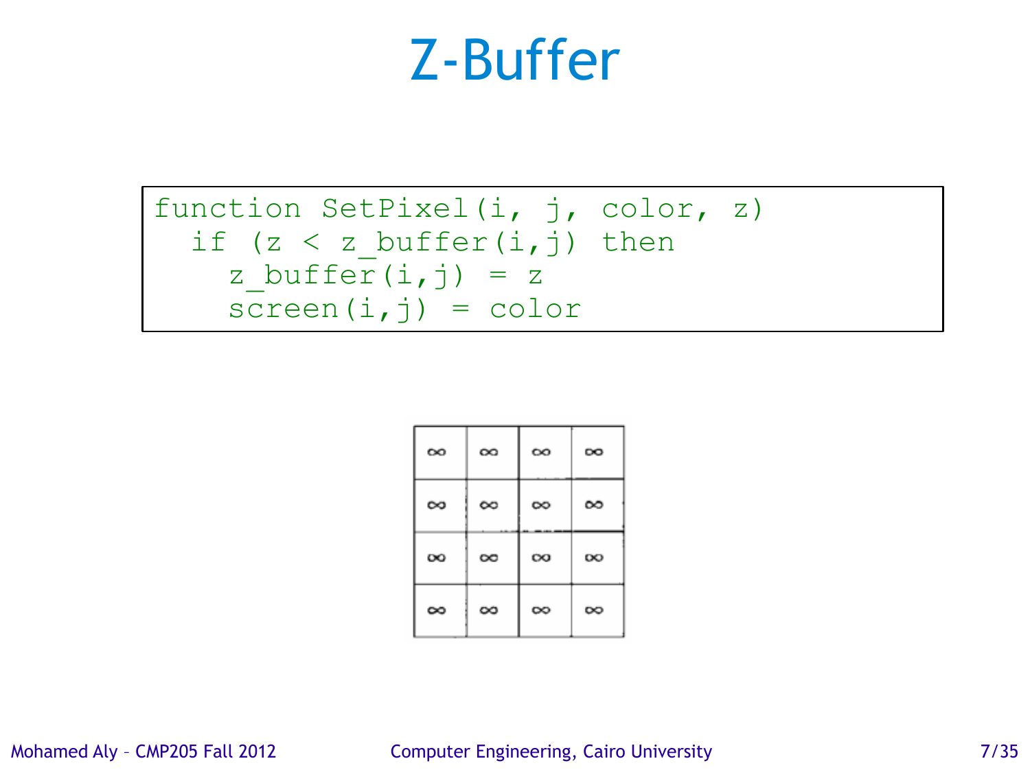# Z-Buffer

```
function SetPixel(i, j, color, z)
  if (z < z_buffer(i,j) then
    z_buffer(i,j) = z
    screen(i,j) = color
```

| ∞ | ∞ | ∞ | ∞ |
|---|---|---|---|
| ∞ | ∞ | ∞ | ∞ |
| ∞ | ∞ | ∞ | ∞ |
| ∞ | ∞ | ∞ | ∞ |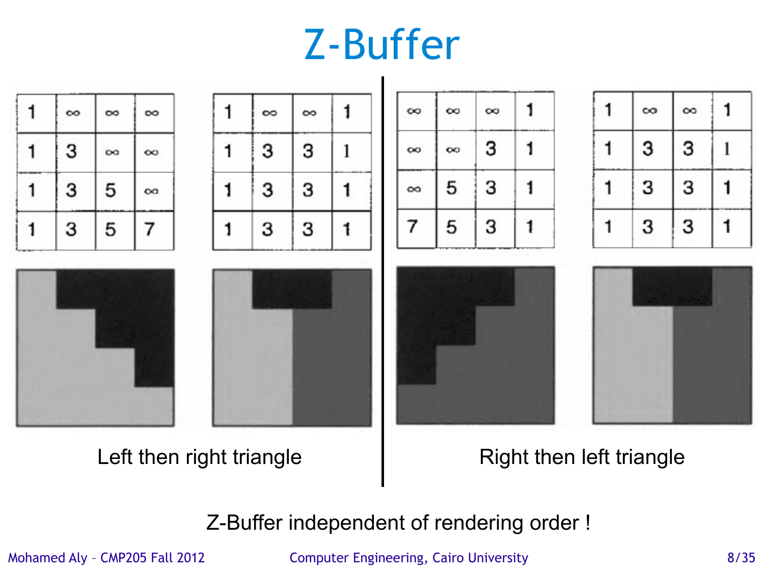# Z-Buffer

| 1 | ∞ | ∞ | ∞ |
|---|---|---|---|
| 1 | 3 | ∞ | ∞ |
| 1 | 3 | 5 | ∞ |
| 1 | 3 | 5 | 7 |

| 1 | ∞ | ∞ | 1 |
|---|---|---|---|
| 1 | 3 | 3 | 1 |
| 1 | 3 | 3 | 1 |
| 1 | 3 | 3 | 1 |

Left then right triangle

| ∞ | ∞ | ∞ | 1 |
|---|---|---|---|
| ∞ | ∞ | 3 | 1 |
| ∞ | 5 | 3 | 1 |
| 7 | 5 | 3 | 1 |

| 1 | ∞ | ∞ | 1 |
|---|---|---|---|
| 1 | 3 | 3 | 1 |
| 1 | 3 | 3 | 1 |
| 1 | 3 | 3 | 1 |

Right then left triangle

Z-Buffer independent of rendering order !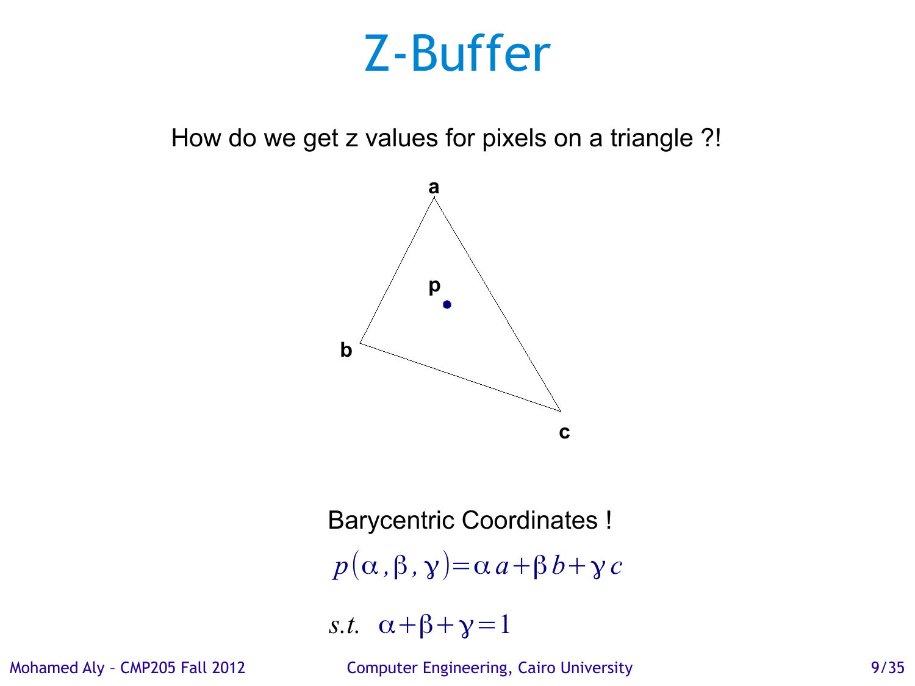# Z-Buffer

How do we get z values for pixels on a triangle ?!

Barycentric Coordinates !

$$p(\alpha, \beta, \gamma) = \alpha\, a + \beta\, b + \gamma\, c$$

$$s.t. \quad \alpha + \beta + \gamma = 1$$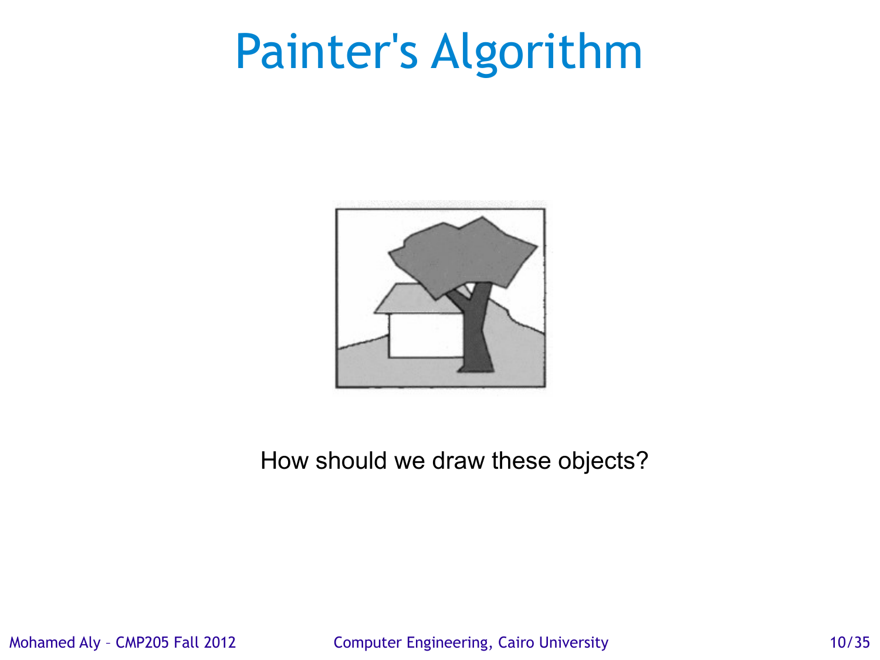# Painter's Algorithm

How should we draw these objects?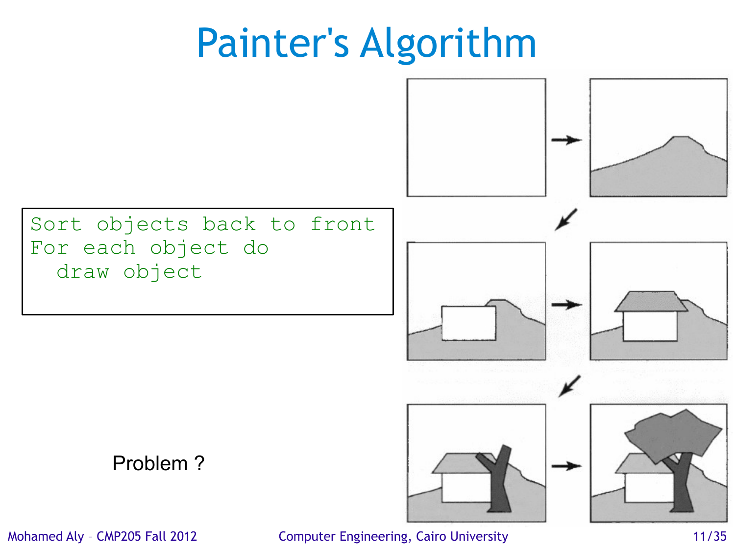# Painter's Algorithm

```
Sort objects back to front
For each object do
  draw object
```

Problem ?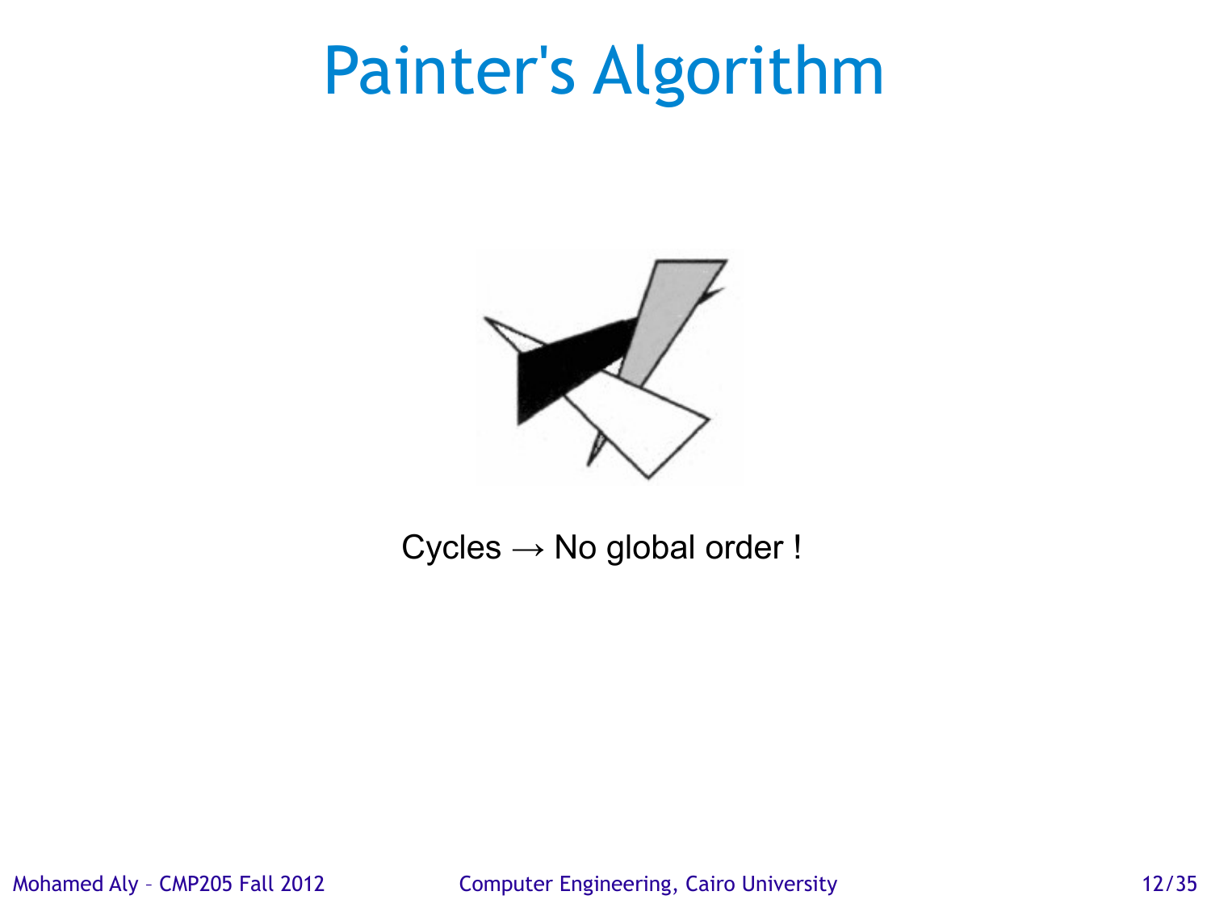# Painter's Algorithm

Cycles → No global order !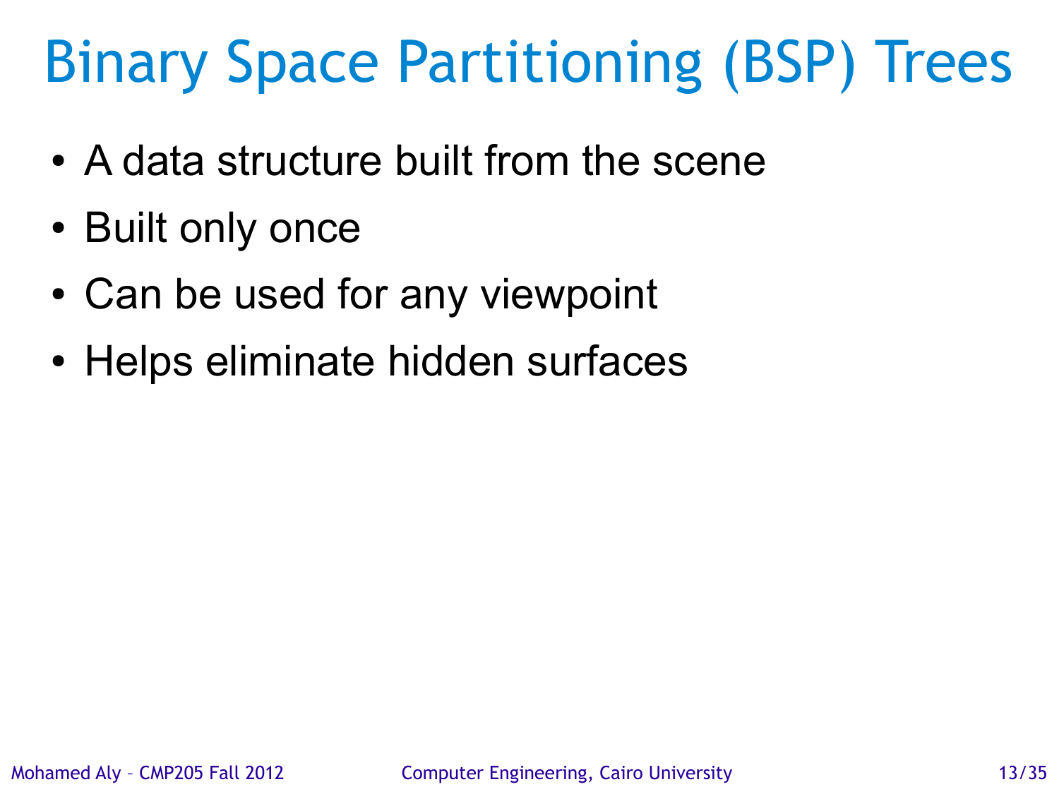# Binary Space Partitioning (BSP) Trees

- A data structure built from the scene
- Built only once
- Can be used for any viewpoint
- Helps eliminate hidden surfaces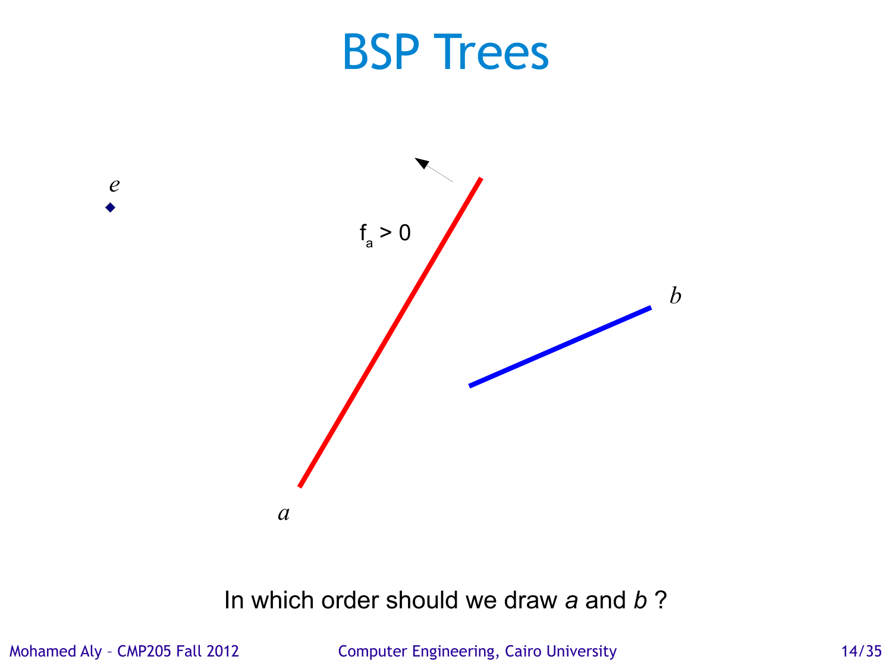# BSP Trees

*e*

$f_a > 0$

*b*

*a*

In which order should we draw *a* and *b* ?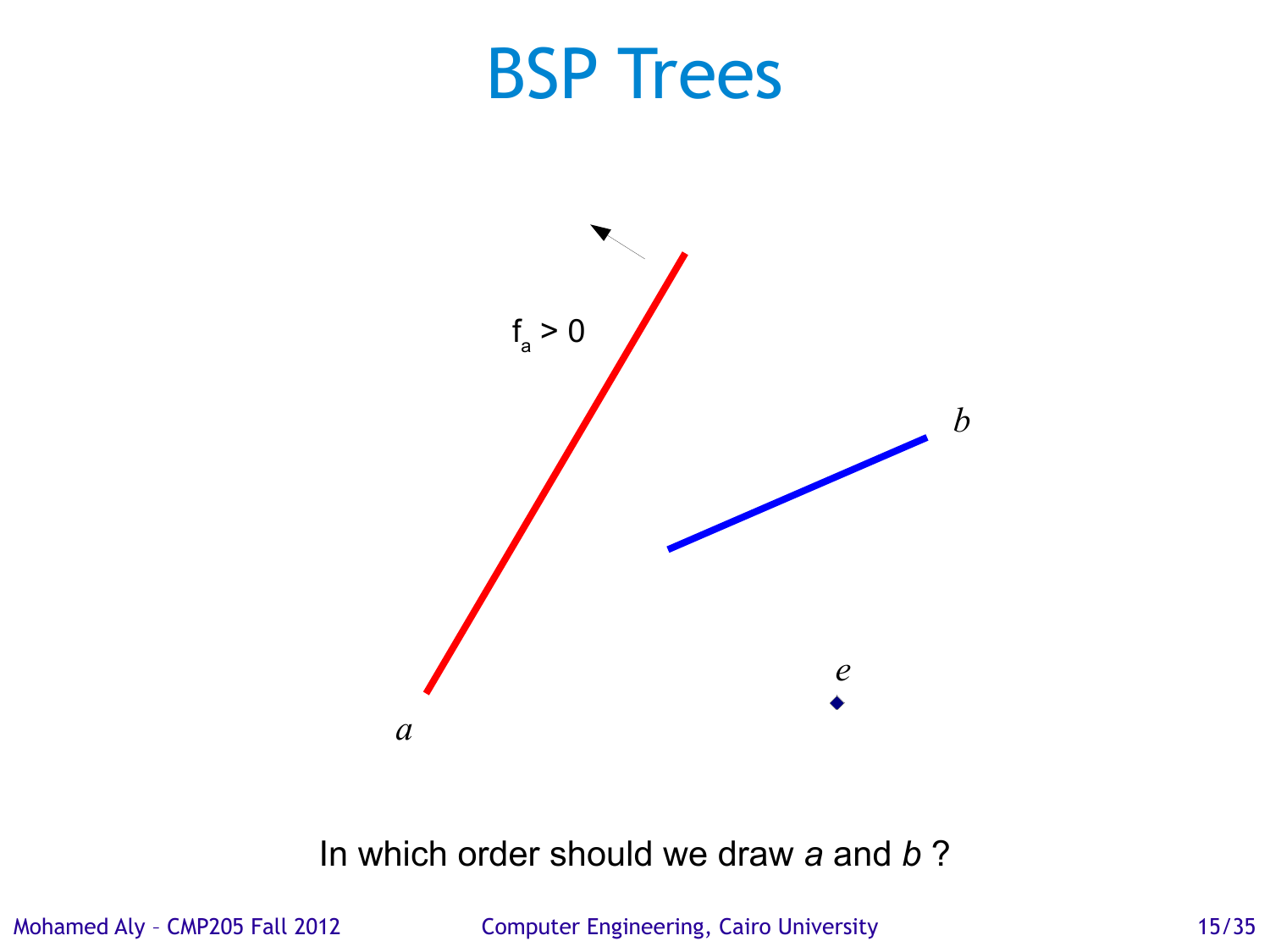# BSP Trees

$f_a > 0$

*b*

*e*

*a*

In which order should we draw *a* and *b* ?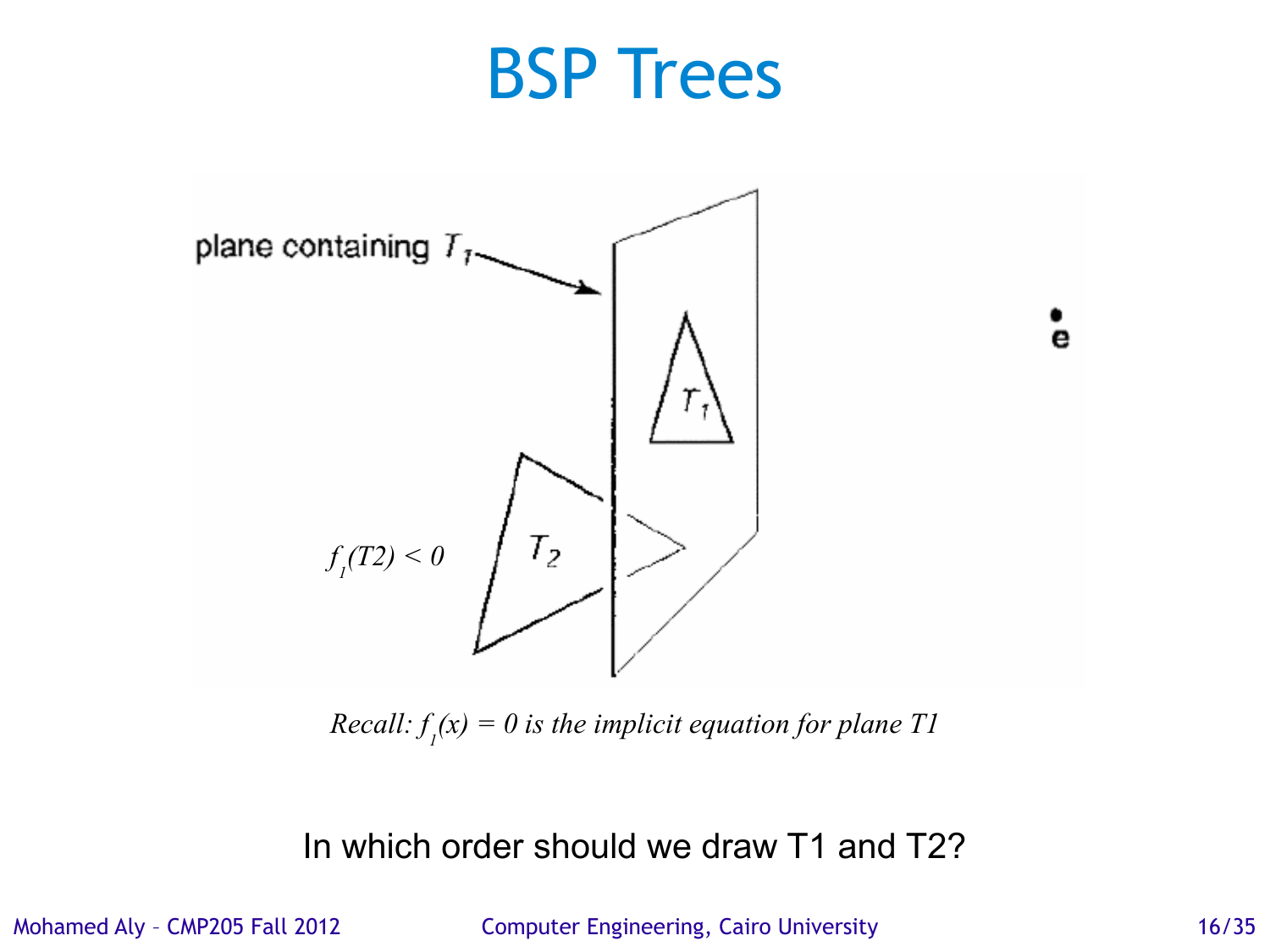# BSP Trees

plane containing $T_1$

$T_1$

$T_2$

**e**

$f_1(T2) < 0$

*Recall: $f_1(x) = 0$ is the implicit equation for plane T1*

In which order should we draw T1 and T2?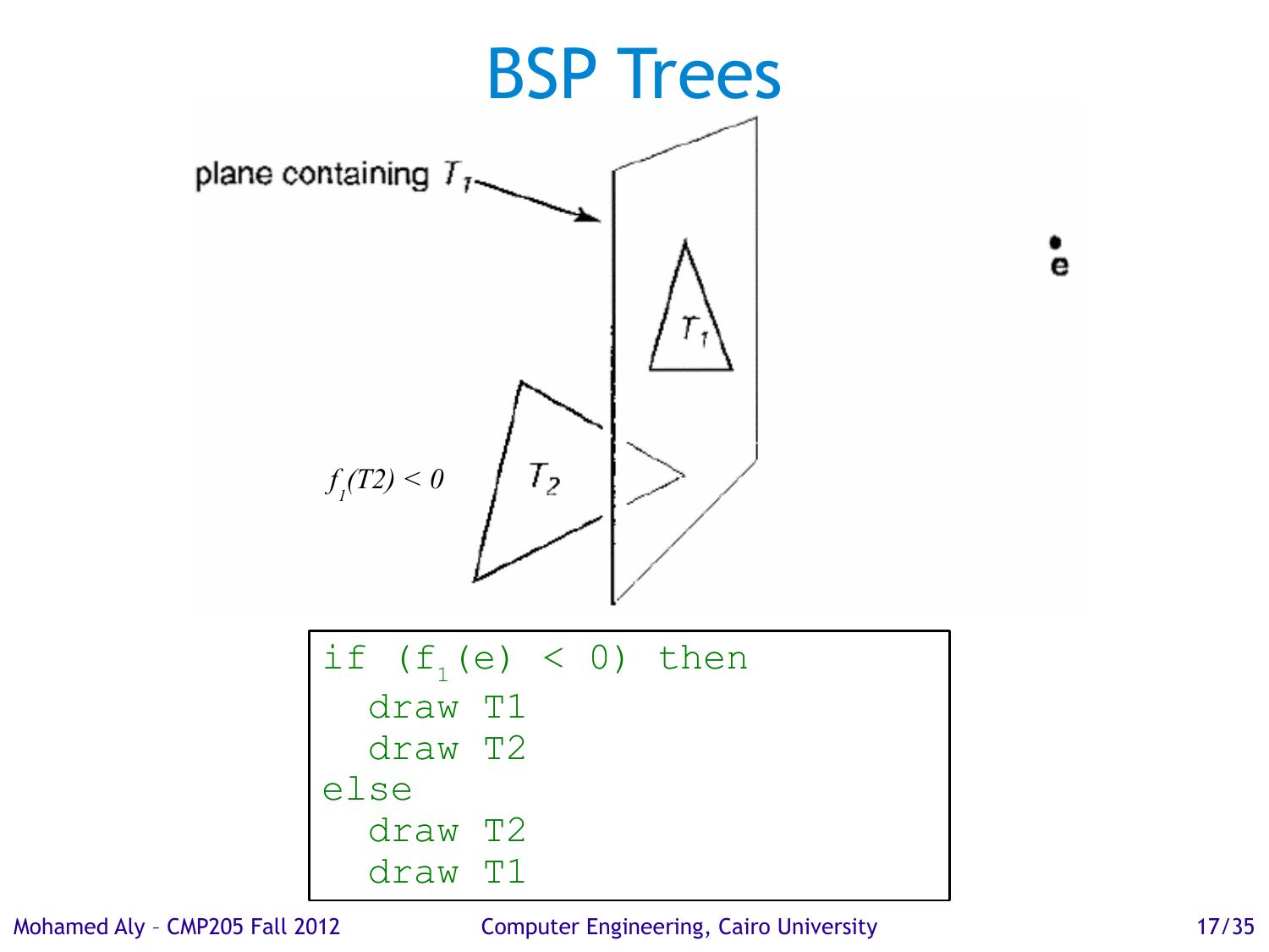# BSP Trees

plane containing $T_1$

$T_1$

$T_2$

$f_1(T2) < 0$

e

```
if (f1(e) < 0) then
  draw T1
  draw T2
else
  draw T2
  draw T1
```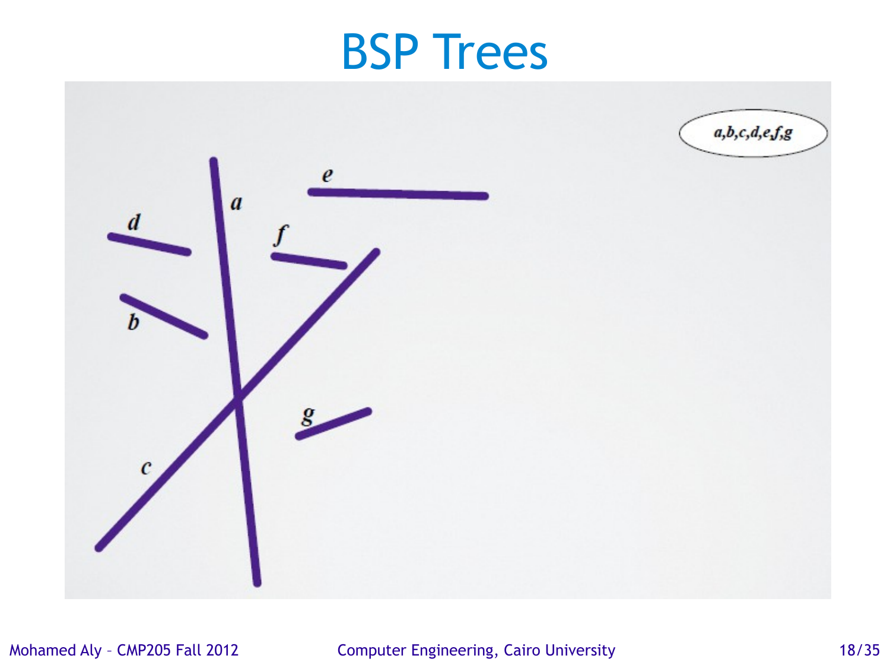# BSP Trees

a,b,c,d,e,f,g

a

b

c

d

e

f

g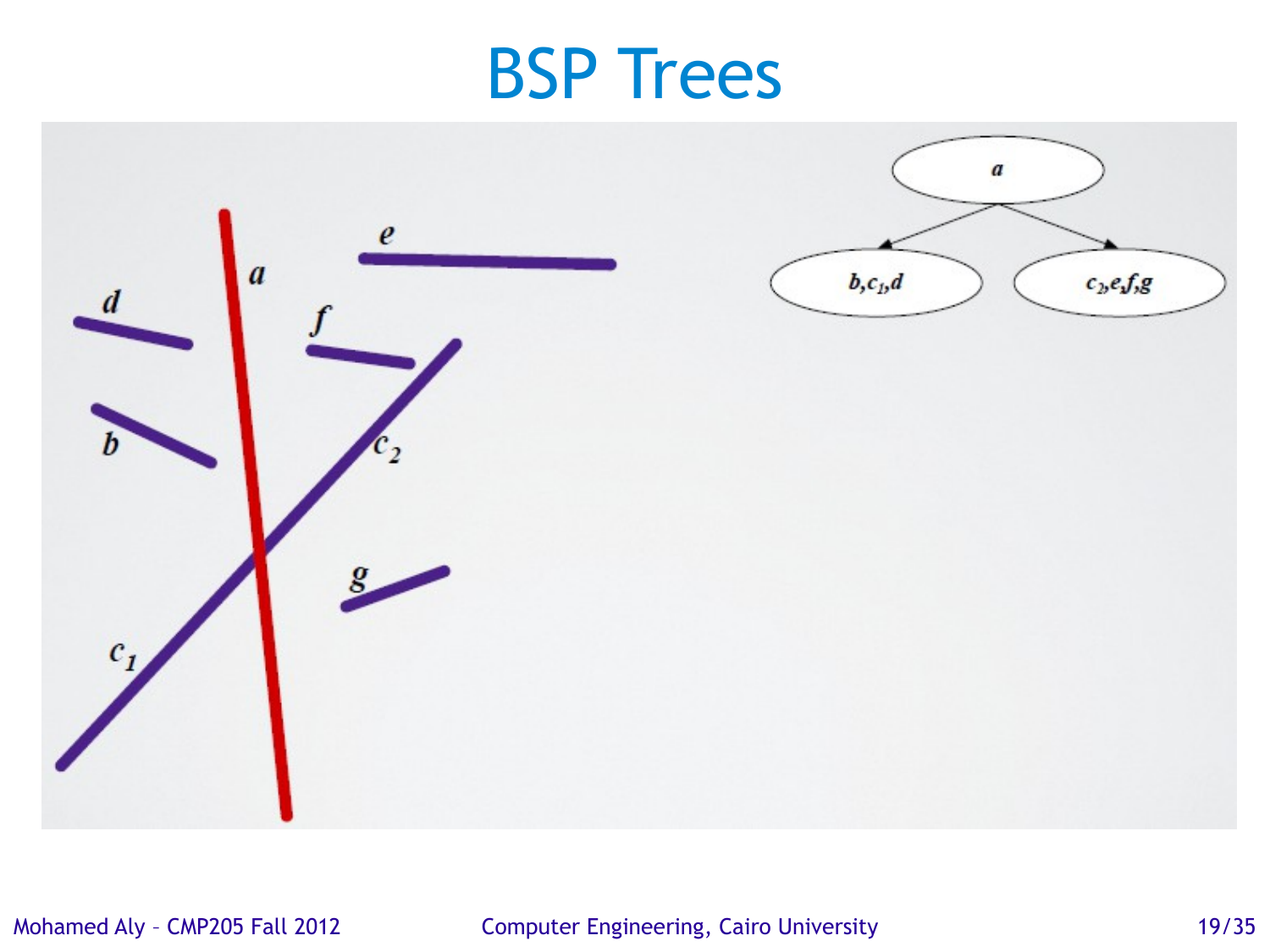# BSP Trees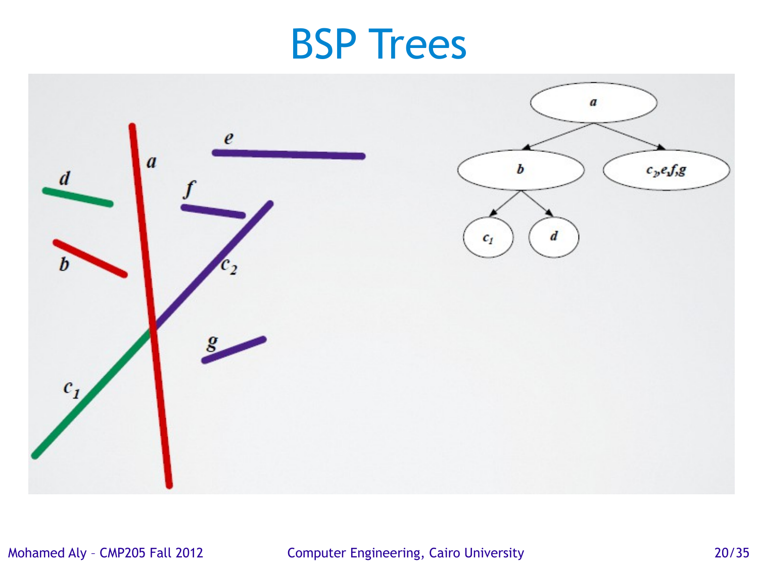# BSP Trees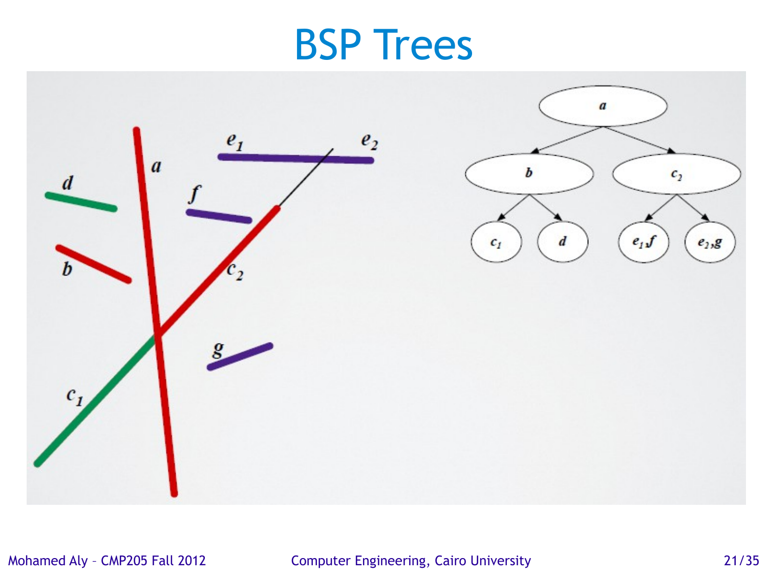# BSP Trees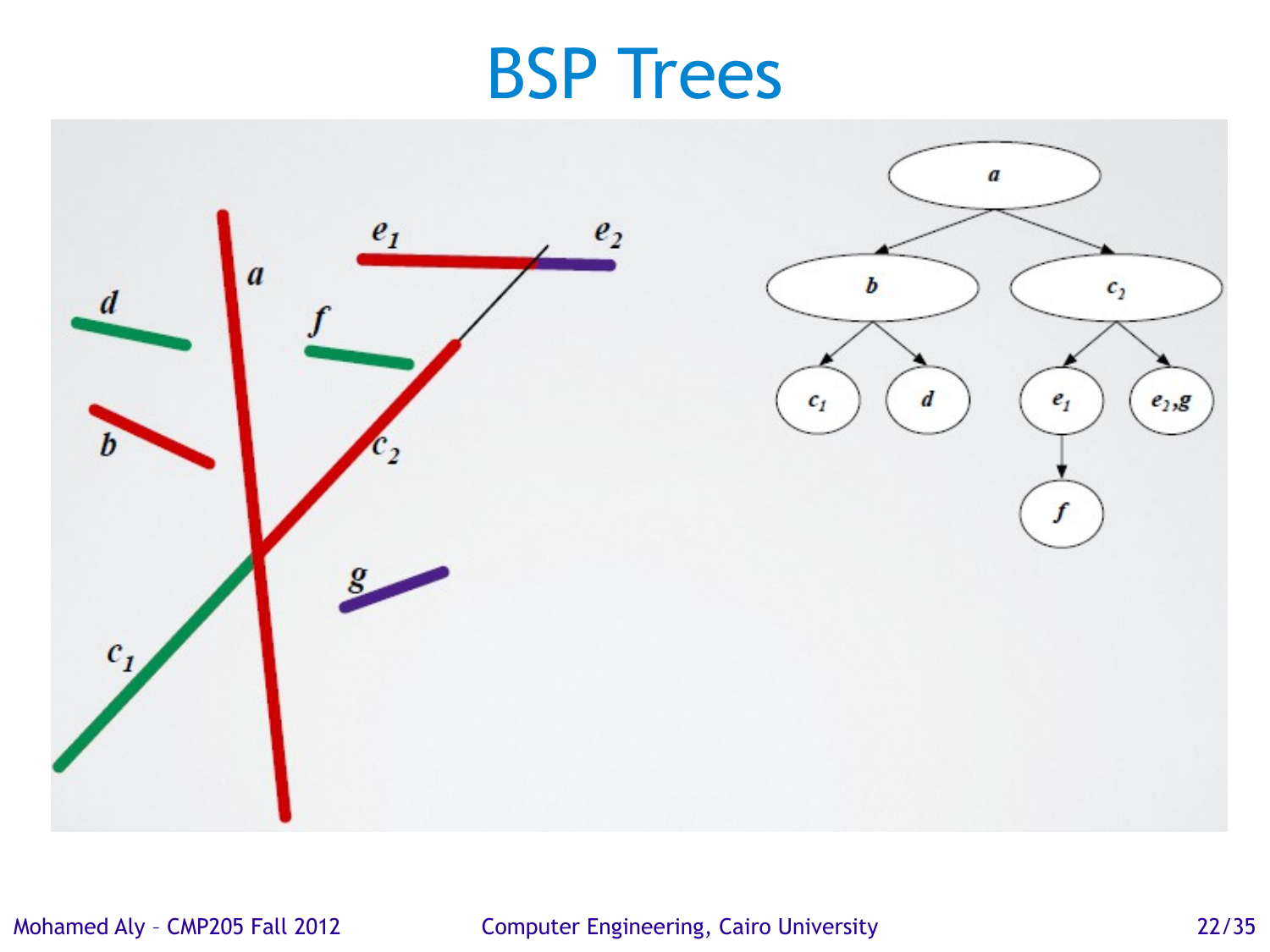# BSP Trees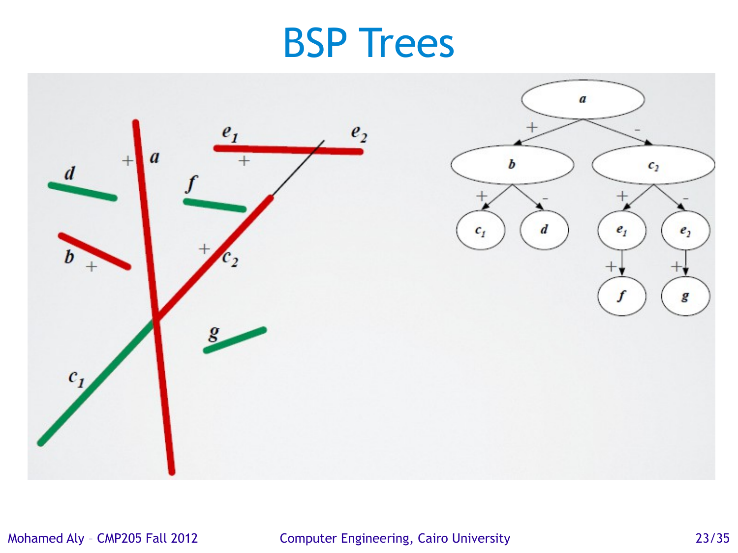# BSP Trees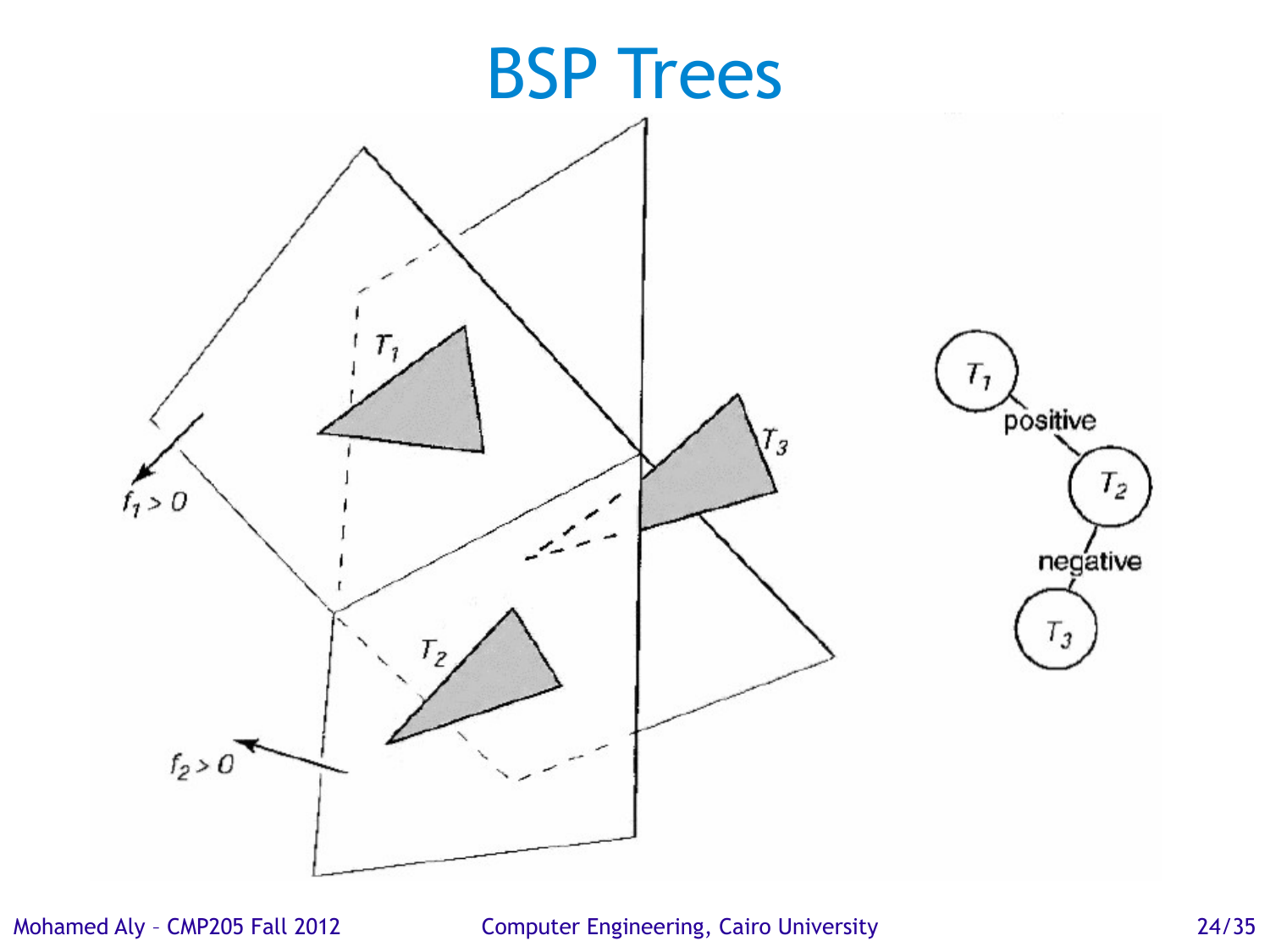# BSP Trees

$T_1$

$T_2$

$T_3$

$f_1 > 0$

$f_2 > 0$

$T_1$ — positive — $T_2$ — negative — $T_3$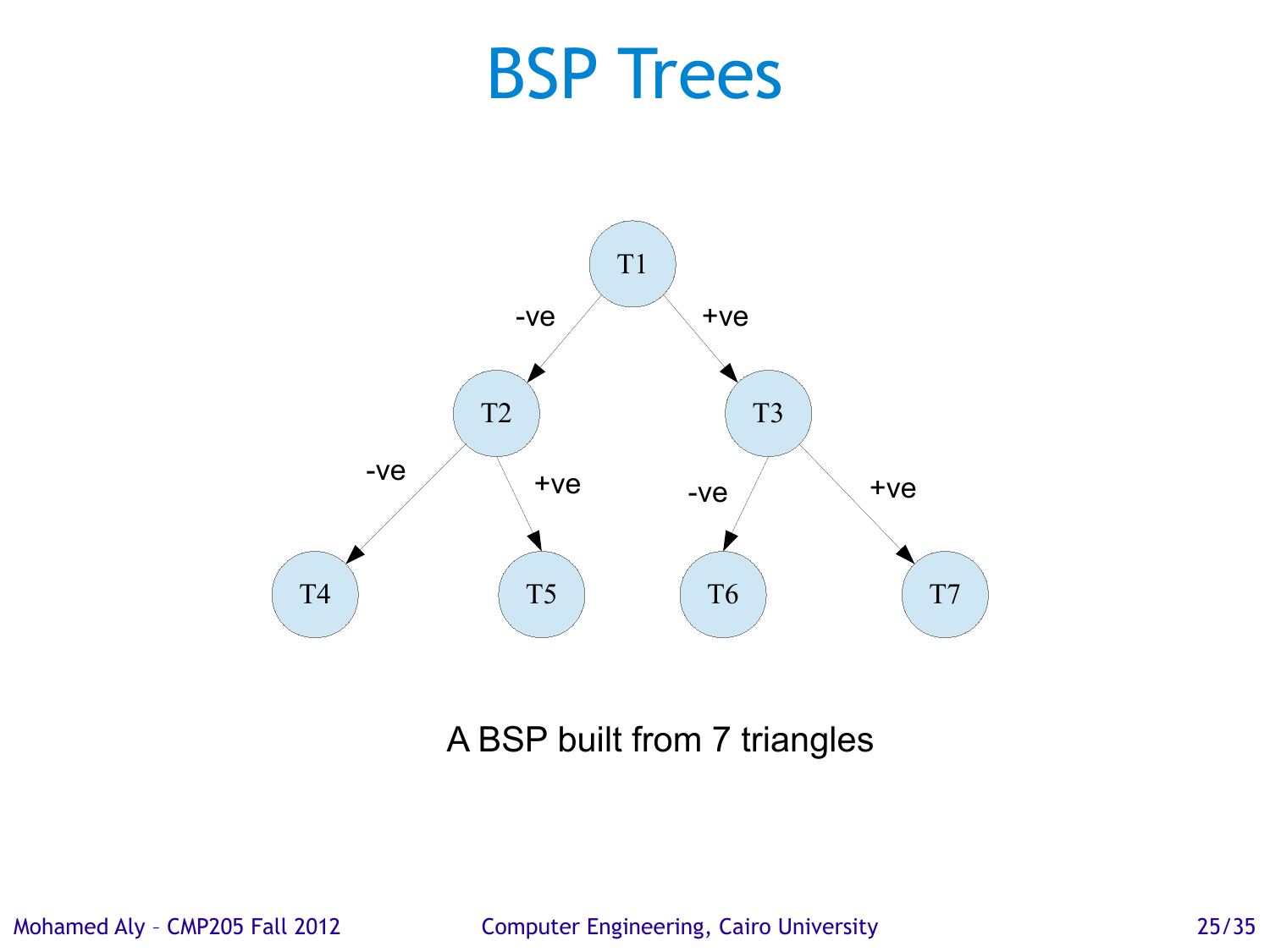# BSP Trees

```
                 T1
          -ve  /    \  +ve
              T2      T3
        -ve  /  \ +ve  -ve /  \ +ve
           T4    T5     T6     T7
```

A BSP built from 7 triangles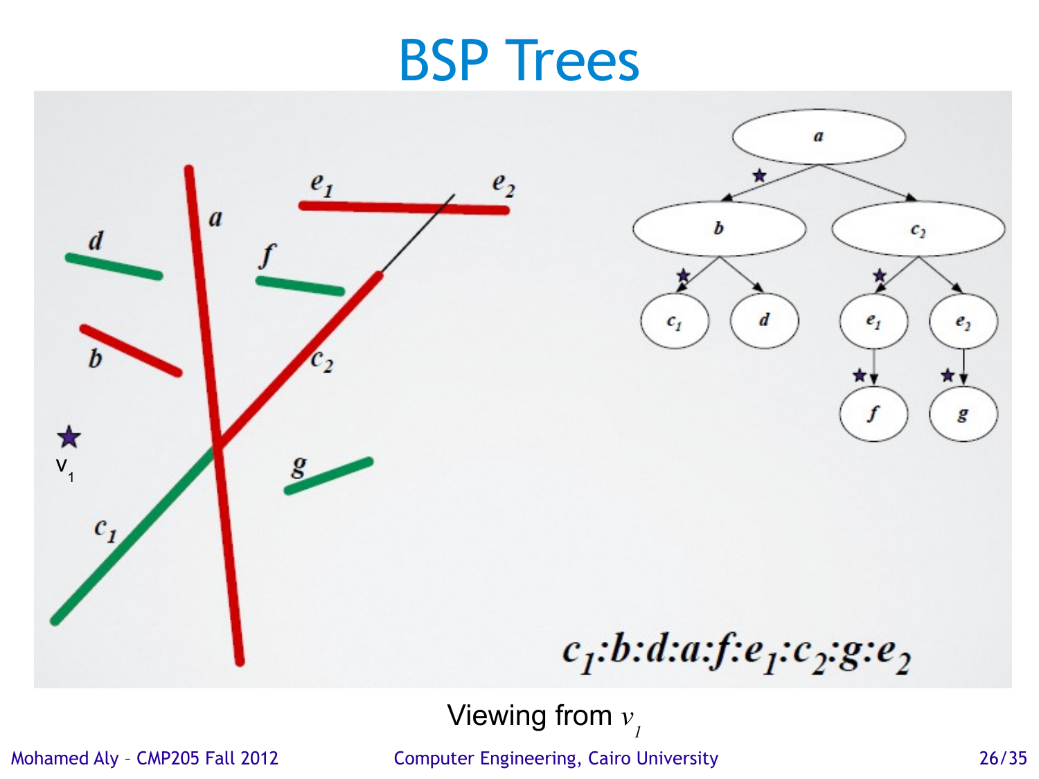# BSP Trees

$c_1{:}b{:}d{:}a{:}f{:}e_1{:}c_2{:}g{:}e_2$

Viewing from $v_1$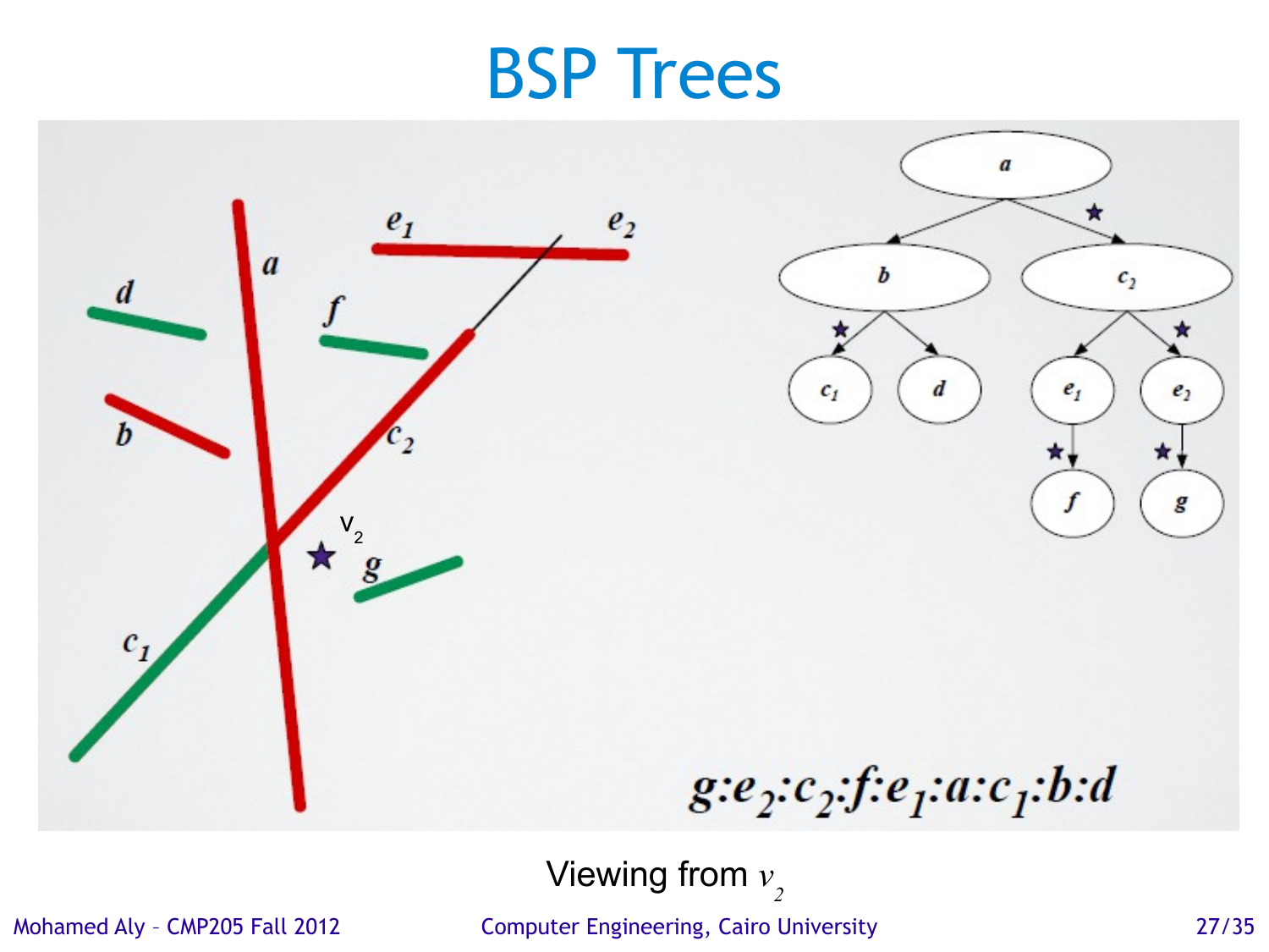# BSP Trees

$g{:}e_2{:}c_2{:}f{:}e_1{:}a{:}c_1{:}b{:}d$

Viewing from $v_2$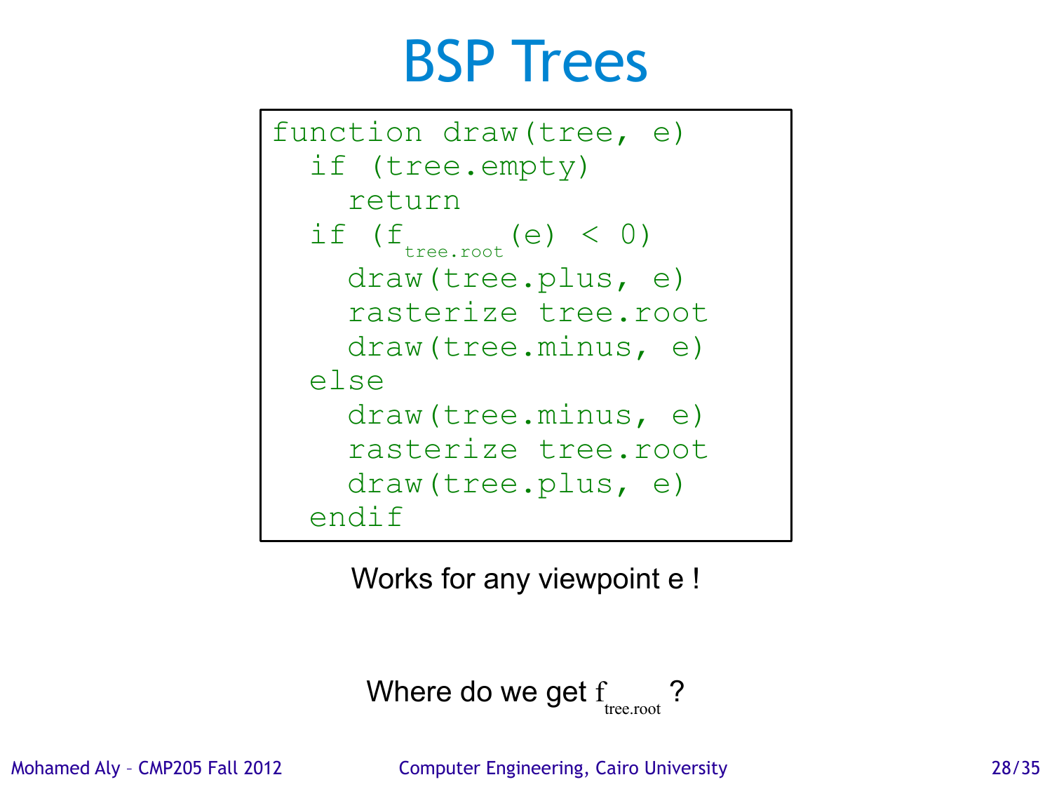# BSP Trees

```
function draw(tree, e)
  if (tree.empty)
    return
  if (f_tree.root(e) < 0)
    draw(tree.plus, e)
    rasterize tree.root
    draw(tree.minus, e)
  else
    draw(tree.minus, e)
    rasterize tree.root
    draw(tree.plus, e)
  endif
```

Works for any viewpoint e !

Where do we get $f_{\text{tree.root}}$ ?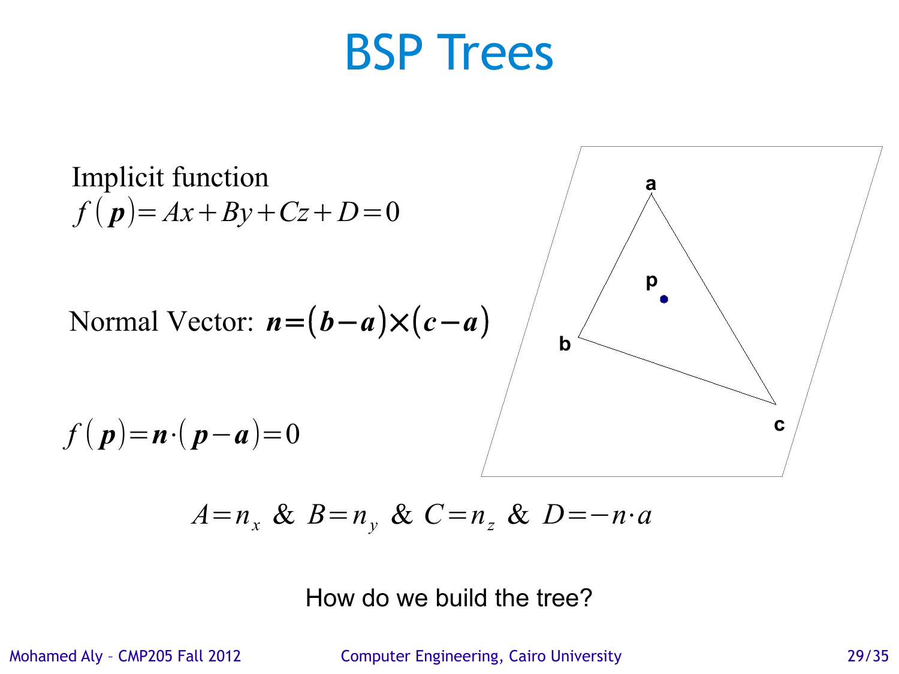# BSP Trees

Implicit function

$$f(\boldsymbol{p}) = Ax + By + Cz + D = 0$$

Normal Vector: $\boldsymbol{n} = (\boldsymbol{b} - \boldsymbol{a}) \times (\boldsymbol{c} - \boldsymbol{a})$

$$f(\boldsymbol{p}) = \boldsymbol{n} \cdot (\boldsymbol{p} - \boldsymbol{a}) = 0$$

$$A = n_x \ \& \ B = n_y \ \& \ C = n_z \ \& \ D = -n \cdot a$$

How do we build the tree?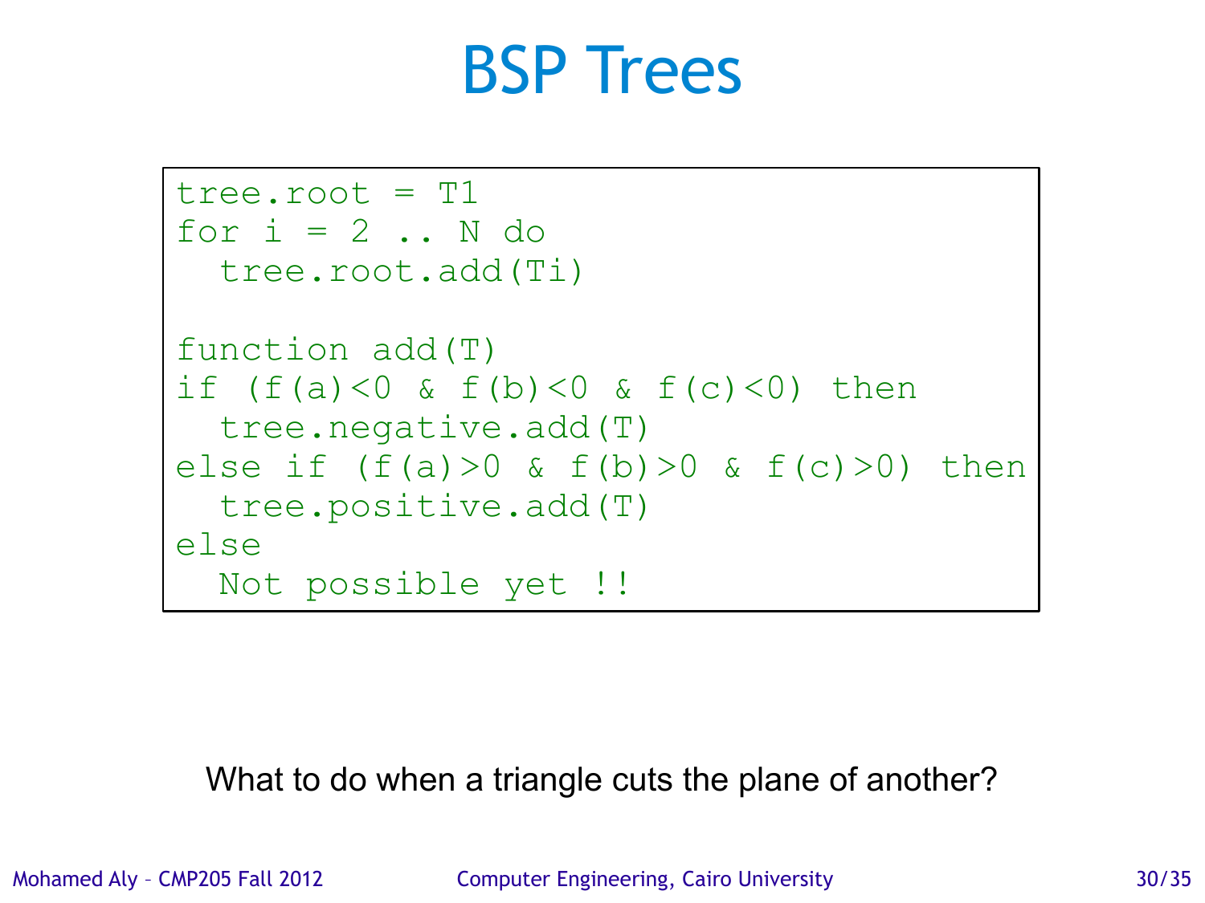# BSP Trees

```
tree.root = T1
for i = 2 .. N do
  tree.root.add(Ti)

function add(T)
if (f(a)<0 & f(b)<0 & f(c)<0) then
  tree.negative.add(T)
else if (f(a)>0 & f(b)>0 & f(c)>0) then
  tree.positive.add(T)
else
  Not possible yet !!
```

What to do when a triangle cuts the plane of another?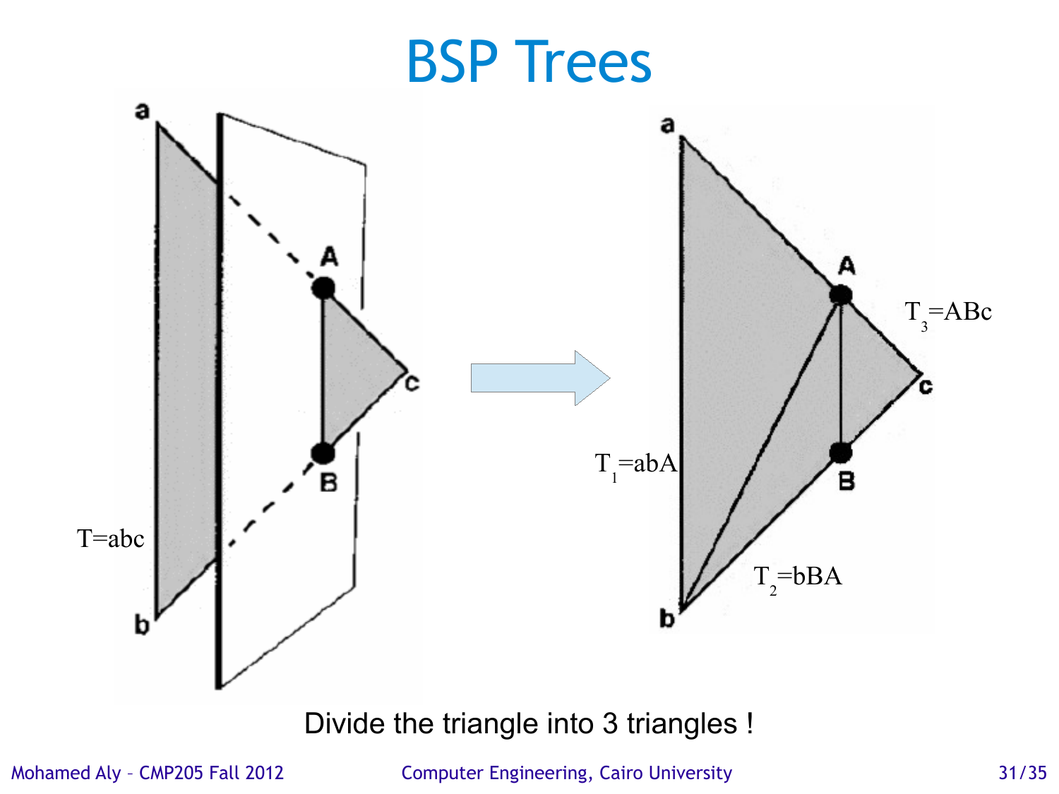# BSP Trees

T=abc

$T_1$=abA

$T_2$=bBA

$T_3$=ABc

Divide the triangle into 3 triangles !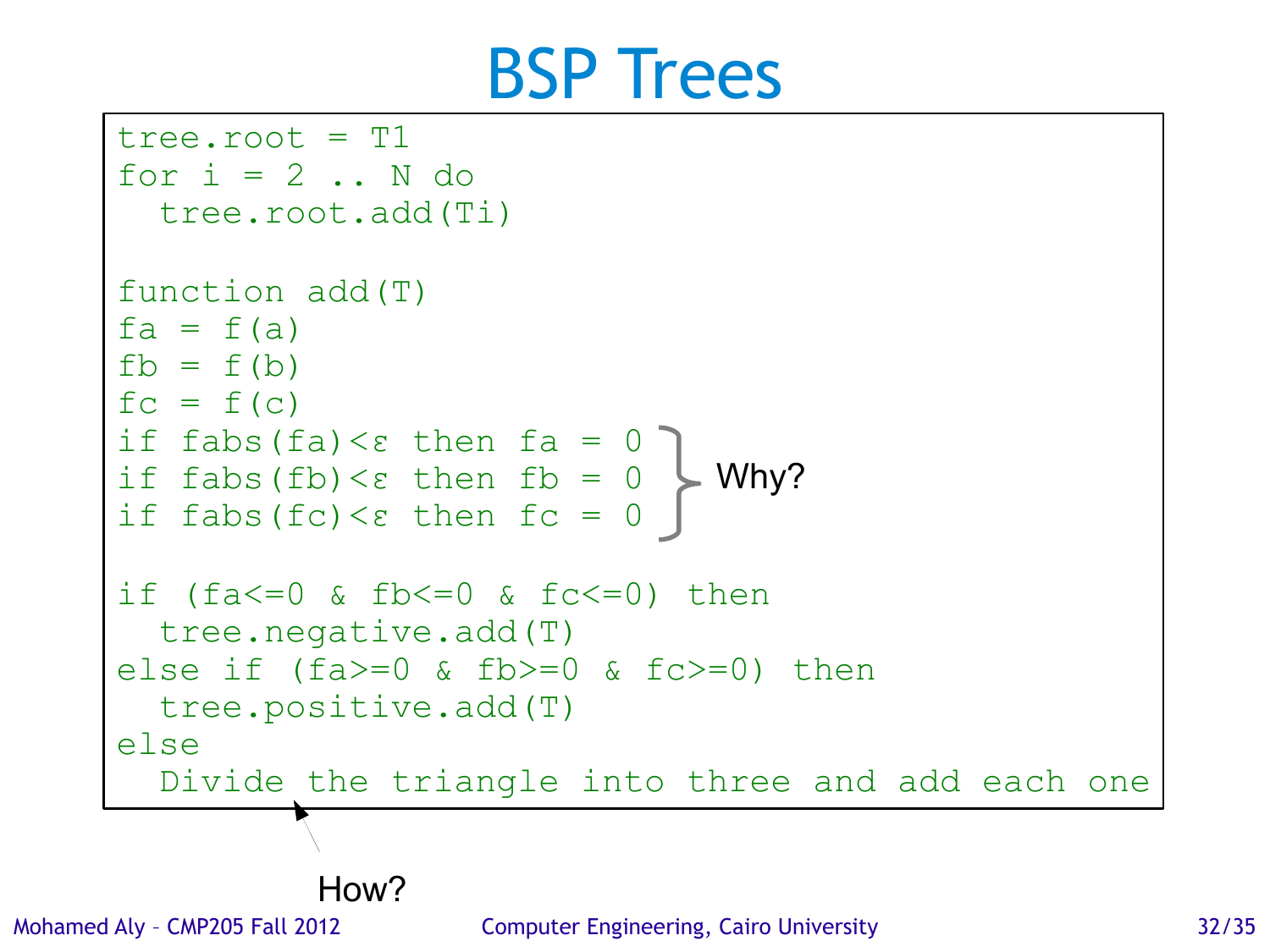# BSP Trees

```
tree.root = T1
for i = 2 .. N do
  tree.root.add(Ti)

function add(T)
fa = f(a)
fb = f(b)
fc = f(c)
if fabs(fa)<ε then fa = 0
if fabs(fb)<ε then fb = 0
if fabs(fc)<ε then fc = 0

if (fa<=0 & fb<=0 & fc<=0) then
  tree.negative.add(T)
else if (fa>=0 & fb>=0 & fc>=0) then
  tree.positive.add(T)
else
  Divide the triangle into three and add each one
```

Why?

How?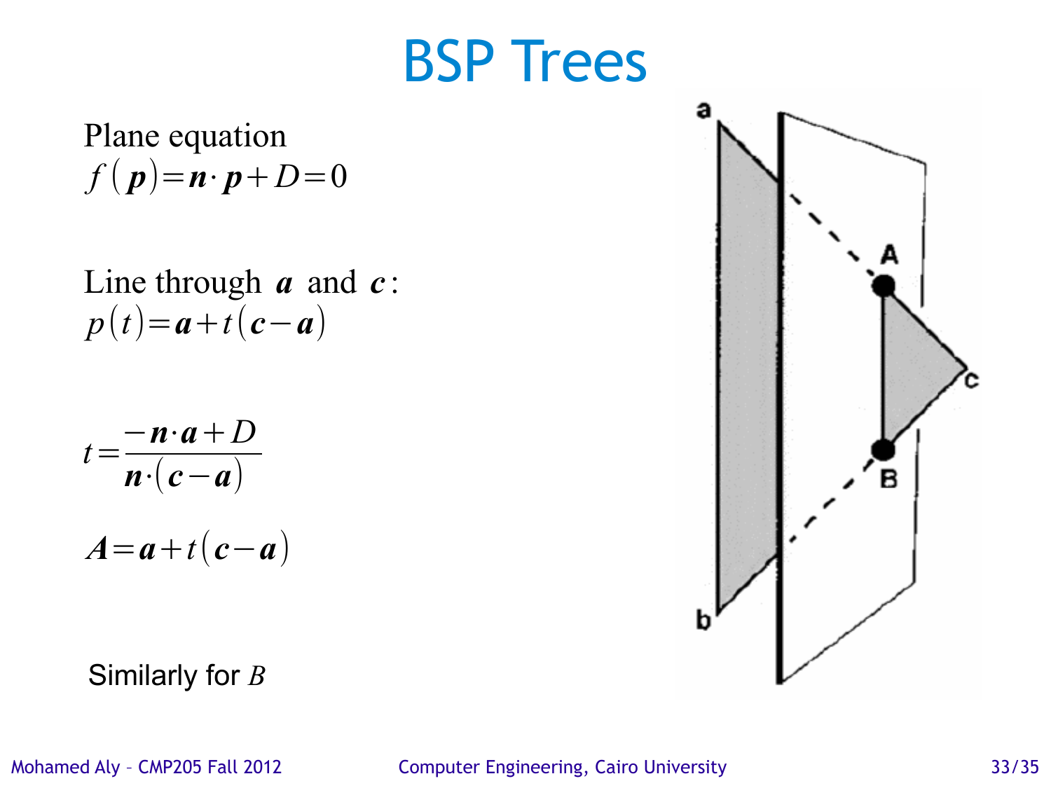# BSP Trees

Plane equation

$$f(\boldsymbol{p}) = \boldsymbol{n} \cdot \boldsymbol{p} + D = 0$$

Line through $\boldsymbol{a}$ and $\boldsymbol{c}$:

$$p(t) = \boldsymbol{a} + t(\boldsymbol{c} - \boldsymbol{a})$$

$$t = \frac{-\boldsymbol{n} \cdot \boldsymbol{a} + D}{\boldsymbol{n} \cdot (\boldsymbol{c} - \boldsymbol{a})}$$

$$\boldsymbol{A} = \boldsymbol{a} + t(\boldsymbol{c} - \boldsymbol{a})$$

Similarly for $B$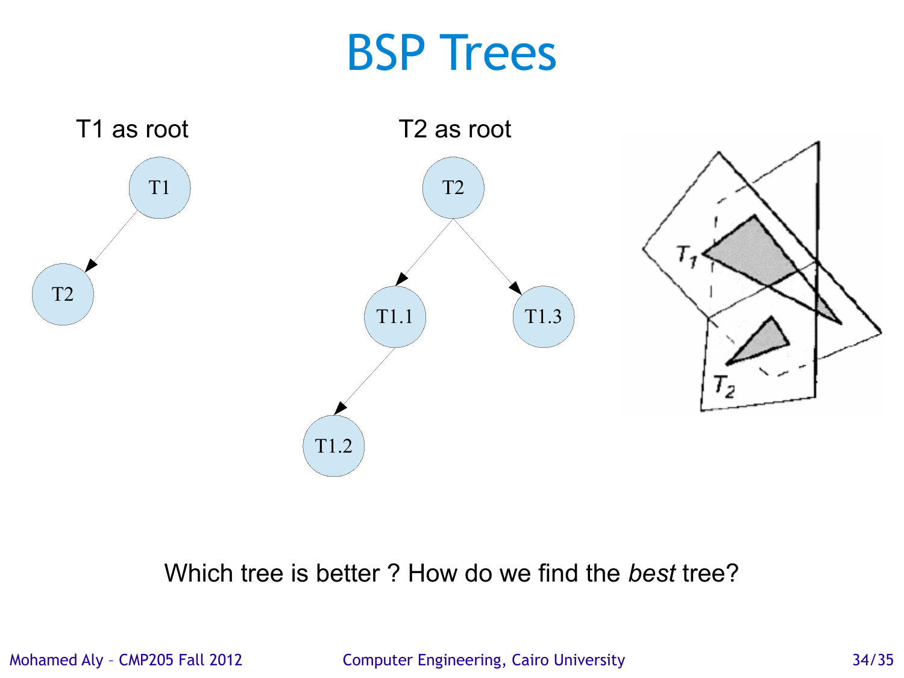# BSP Trees

T1 as root

T2 as root

Which tree is better ? How do we find the *best* tree?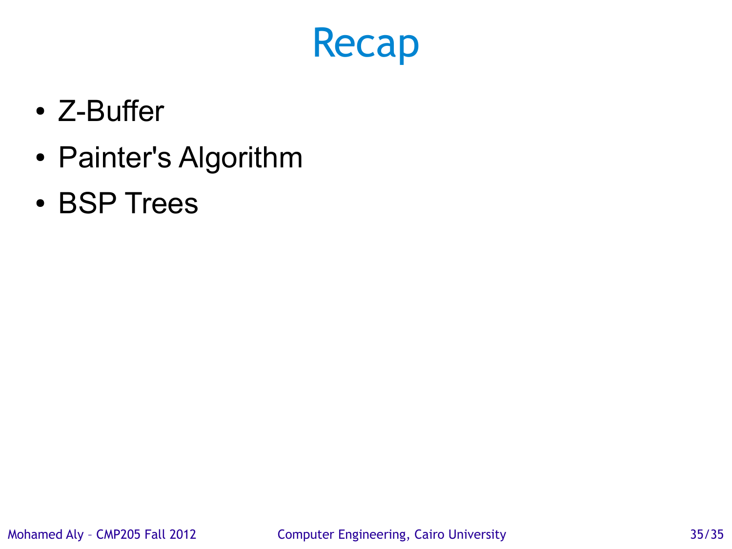# Recap

- Z-Buffer
- Painter's Algorithm
- BSP Trees